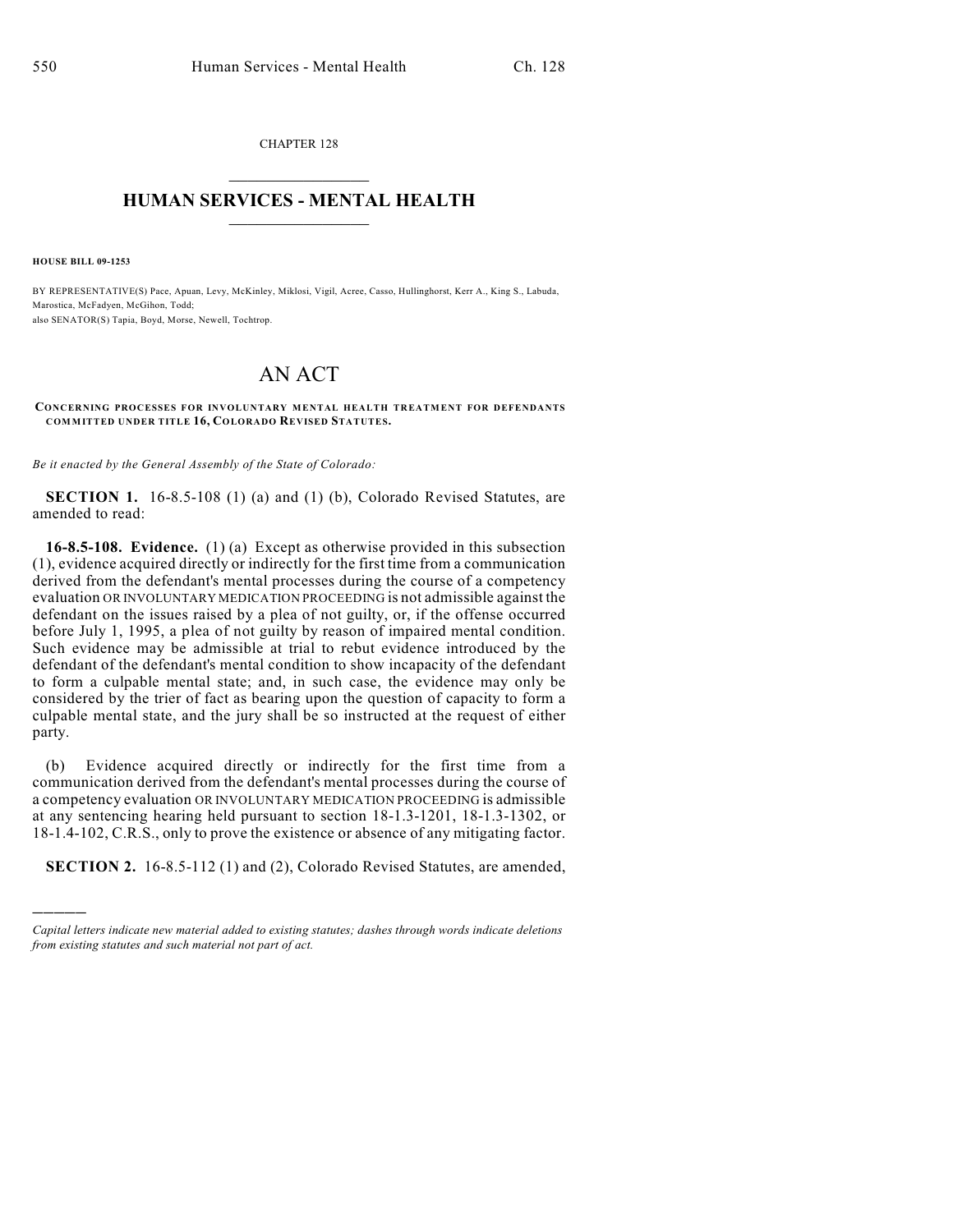CHAPTER 128

# HUMAN SERVICES - MENTAL HEALTH

**HOUSE BILL 09-1253**

BY REPRESENTATIVE(S) Pace, Apuan, Levy, McKinley, Miklosi, Vigil, Acree, Casso, Hullinghorst, Kerr A., King S., Labuda, Marostica, McFadyen, McGihon, Todd;
also SENATOR(S) Tapia, Boyd, Morse, Newell, Tochtrop.

# AN ACT

**CONCERNING PROCESSES FOR INVOLUNTARY MENTAL HEALTH TREATMENT FOR DEFENDANTS COMMITTED UNDER TITLE 16, COLORADO REVISED STATUTES.**

*Be it enacted by the General Assembly of the State of Colorado:*

**SECTION 1.** 16-8.5-108 (1) (a) and (1) (b), Colorado Revised Statutes, are amended to read:

**16-8.5-108. Evidence.** (1) (a) Except as otherwise provided in this subsection (1), evidence acquired directly or indirectly for the first time from a communication derived from the defendant's mental processes during the course of a competency evaluation OR INVOLUNTARY MEDICATION PROCEEDING is not admissible against the defendant on the issues raised by a plea of not guilty, or, if the offense occurred before July 1, 1995, a plea of not guilty by reason of impaired mental condition. Such evidence may be admissible at trial to rebut evidence introduced by the defendant of the defendant's mental condition to show incapacity of the defendant to form a culpable mental state; and, in such case, the evidence may only be considered by the trier of fact as bearing upon the question of capacity to form a culpable mental state, and the jury shall be so instructed at the request of either party.

(b) Evidence acquired directly or indirectly for the first time from a communication derived from the defendant's mental processes during the course of a competency evaluation OR INVOLUNTARY MEDICATION PROCEEDING is admissible at any sentencing hearing held pursuant to section 18-1.3-1201, 18-1.3-1302, or 18-1.4-102, C.R.S., only to prove the existence or absence of any mitigating factor.

**SECTION 2.** 16-8.5-112 (1) and (2), Colorado Revised Statutes, are amended,

*Capital letters indicate new material added to existing statutes; dashes through words indicate deletions from existing statutes and such material not part of act.*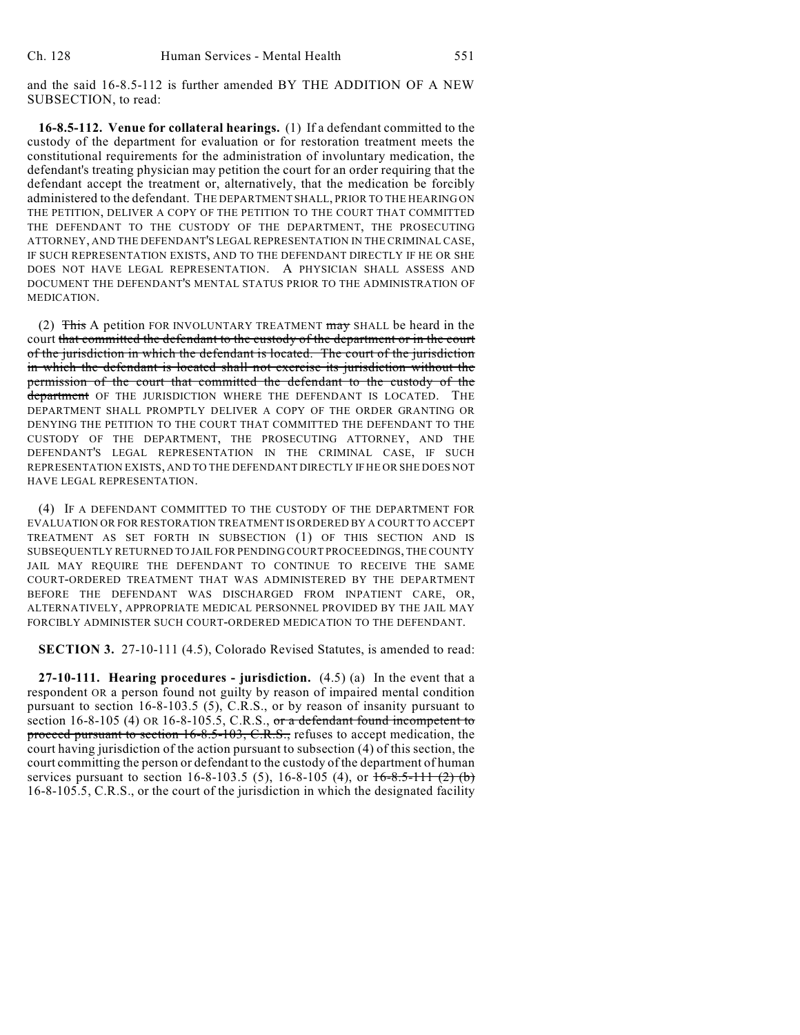and the said 16-8.5-112 is further amended BY THE ADDITION OF A NEW SUBSECTION, to read:

**16-8.5-112. Venue for collateral hearings.** (1) If a defendant committed to the custody of the department for evaluation or for restoration treatment meets the constitutional requirements for the administration of involuntary medication, the defendant's treating physician may petition the court for an order requiring that the defendant accept the treatment or, alternatively, that the medication be forcibly administered to the defendant. THE DEPARTMENT SHALL, PRIOR TO THE HEARING ON THE PETITION, DELIVER A COPY OF THE PETITION TO THE COURT THAT COMMITTED THE DEFENDANT TO THE CUSTODY OF THE DEPARTMENT, THE PROSECUTING ATTORNEY, AND THE DEFENDANT'S LEGAL REPRESENTATION IN THE CRIMINAL CASE, IF SUCH REPRESENTATION EXISTS, AND TO THE DEFENDANT DIRECTLY IF HE OR SHE DOES NOT HAVE LEGAL REPRESENTATION. A PHYSICIAN SHALL ASSESS AND DOCUMENT THE DEFENDANT'S MENTAL STATUS PRIOR TO THE ADMINISTRATION OF MEDICATION.

(2) ~~This~~ A petition FOR INVOLUNTARY TREATMENT ~~may~~ SHALL be heard in the court ~~that committed the defendant to the custody of the department or in the court of the jurisdiction in which the defendant is located. The court of the jurisdiction in which the defendant is located shall not exercise its jurisdiction without the permission of the court that committed the defendant to the custody of the department~~ OF THE JURISDICTION WHERE THE DEFENDANT IS LOCATED. THE DEPARTMENT SHALL PROMPTLY DELIVER A COPY OF THE ORDER GRANTING OR DENYING THE PETITION TO THE COURT THAT COMMITTED THE DEFENDANT TO THE CUSTODY OF THE DEPARTMENT, THE PROSECUTING ATTORNEY, AND THE DEFENDANT'S LEGAL REPRESENTATION IN THE CRIMINAL CASE, IF SUCH REPRESENTATION EXISTS, AND TO THE DEFENDANT DIRECTLY IF HE OR SHE DOES NOT HAVE LEGAL REPRESENTATION.

(4) IF A DEFENDANT COMMITTED TO THE CUSTODY OF THE DEPARTMENT FOR EVALUATION OR FOR RESTORATION TREATMENT IS ORDERED BY A COURT TO ACCEPT TREATMENT AS SET FORTH IN SUBSECTION (1) OF THIS SECTION AND IS SUBSEQUENTLY RETURNED TO JAIL FOR PENDING COURT PROCEEDINGS, THE COUNTY JAIL MAY REQUIRE THE DEFENDANT TO CONTINUE TO RECEIVE THE SAME COURT-ORDERED TREATMENT THAT WAS ADMINISTERED BY THE DEPARTMENT BEFORE THE DEFENDANT WAS DISCHARGED FROM INPATIENT CARE, OR, ALTERNATIVELY, APPROPRIATE MEDICAL PERSONNEL PROVIDED BY THE JAIL MAY FORCIBLY ADMINISTER SUCH COURT-ORDERED MEDICATION TO THE DEFENDANT.

**SECTION 3.** 27-10-111 (4.5), Colorado Revised Statutes, is amended to read:

**27-10-111. Hearing procedures - jurisdiction.** (4.5) (a) In the event that a respondent OR a person found not guilty by reason of impaired mental condition pursuant to section 16-8-103.5 (5), C.R.S., or by reason of insanity pursuant to section 16-8-105 (4) OR 16-8-105.5, C.R.S., ~~or a defendant found incompetent to proceed pursuant to section 16-8.5-103, C.R.S.,~~ refuses to accept medication, the court having jurisdiction of the action pursuant to subsection (4) of this section, the court committing the person or defendant to the custody of the department of human services pursuant to section 16-8-103.5 (5), 16-8-105 (4), or ~~16-8.5-111 (2) (b)~~ 16-8-105.5, C.R.S., or the court of the jurisdiction in which the designated facility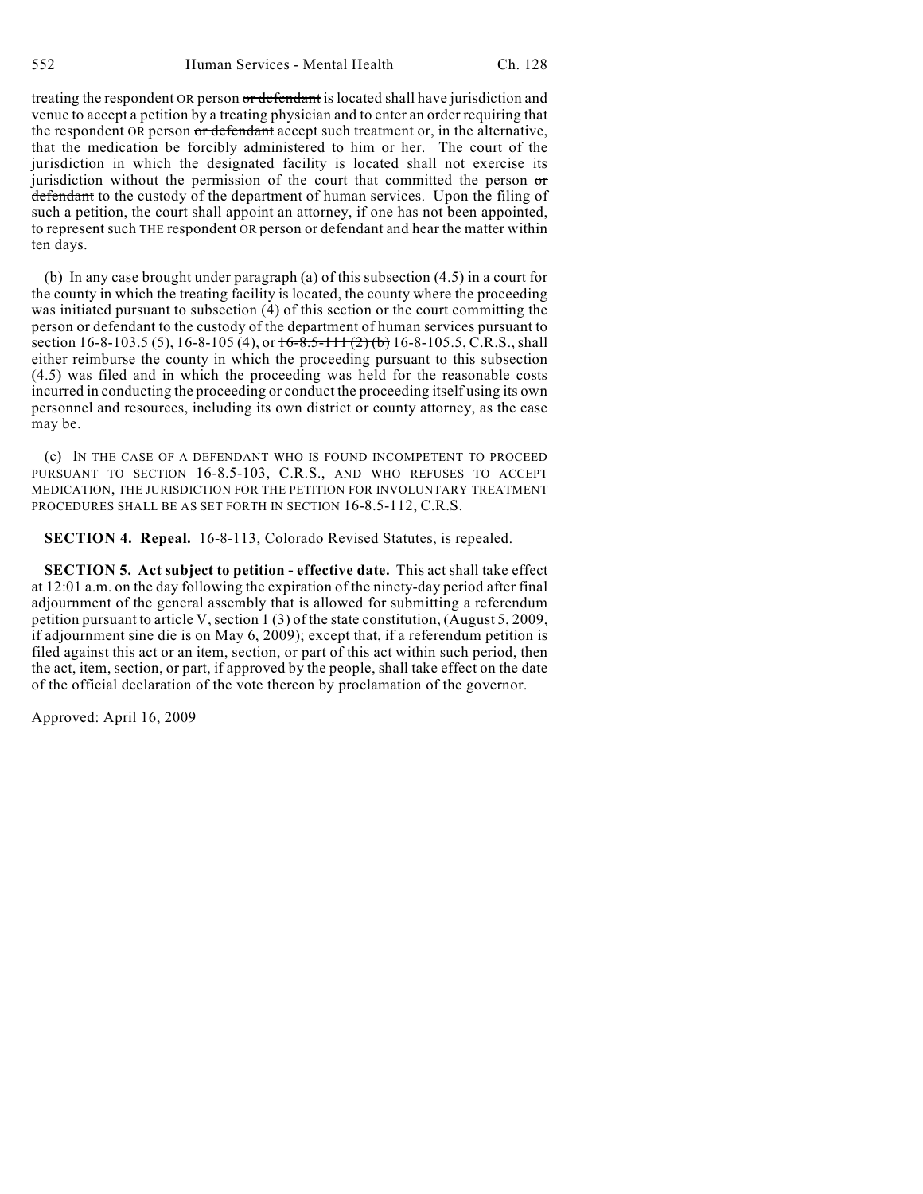treating the respondent OR person ~~or defendant~~ is located shall have jurisdiction and venue to accept a petition by a treating physician and to enter an order requiring that the respondent OR person ~~or defendant~~ accept such treatment or, in the alternative, that the medication be forcibly administered to him or her. The court of the jurisdiction in which the designated facility is located shall not exercise its jurisdiction without the permission of the court that committed the person ~~or defendant~~ to the custody of the department of human services. Upon the filing of such a petition, the court shall appoint an attorney, if one has not been appointed, to represent ~~such~~ THE respondent OR person ~~or defendant~~ and hear the matter within ten days.

(b) In any case brought under paragraph (a) of this subsection (4.5) in a court for the county in which the treating facility is located, the county where the proceeding was initiated pursuant to subsection (4) of this section or the court committing the person ~~or defendant~~ to the custody of the department of human services pursuant to section 16-8-103.5 (5), 16-8-105 (4), or ~~16-8.5-111 (2) (b)~~ 16-8-105.5, C.R.S., shall either reimburse the county in which the proceeding pursuant to this subsection (4.5) was filed and in which the proceeding was held for the reasonable costs incurred in conducting the proceeding or conduct the proceeding itself using its own personnel and resources, including its own district or county attorney, as the case may be.

(c) IN THE CASE OF A DEFENDANT WHO IS FOUND INCOMPETENT TO PROCEED PURSUANT TO SECTION 16-8.5-103, C.R.S., AND WHO REFUSES TO ACCEPT MEDICATION, THE JURISDICTION FOR THE PETITION FOR INVOLUNTARY TREATMENT PROCEDURES SHALL BE AS SET FORTH IN SECTION 16-8.5-112, C.R.S.

**SECTION 4. Repeal.** 16-8-113, Colorado Revised Statutes, is repealed.

**SECTION 5. Act subject to petition - effective date.** This act shall take effect at 12:01 a.m. on the day following the expiration of the ninety-day period after final adjournment of the general assembly that is allowed for submitting a referendum petition pursuant to article V, section 1 (3) of the state constitution, (August 5, 2009, if adjournment sine die is on May 6, 2009); except that, if a referendum petition is filed against this act or an item, section, or part of this act within such period, then the act, item, section, or part, if approved by the people, shall take effect on the date of the official declaration of the vote thereon by proclamation of the governor.

Approved: April 16, 2009